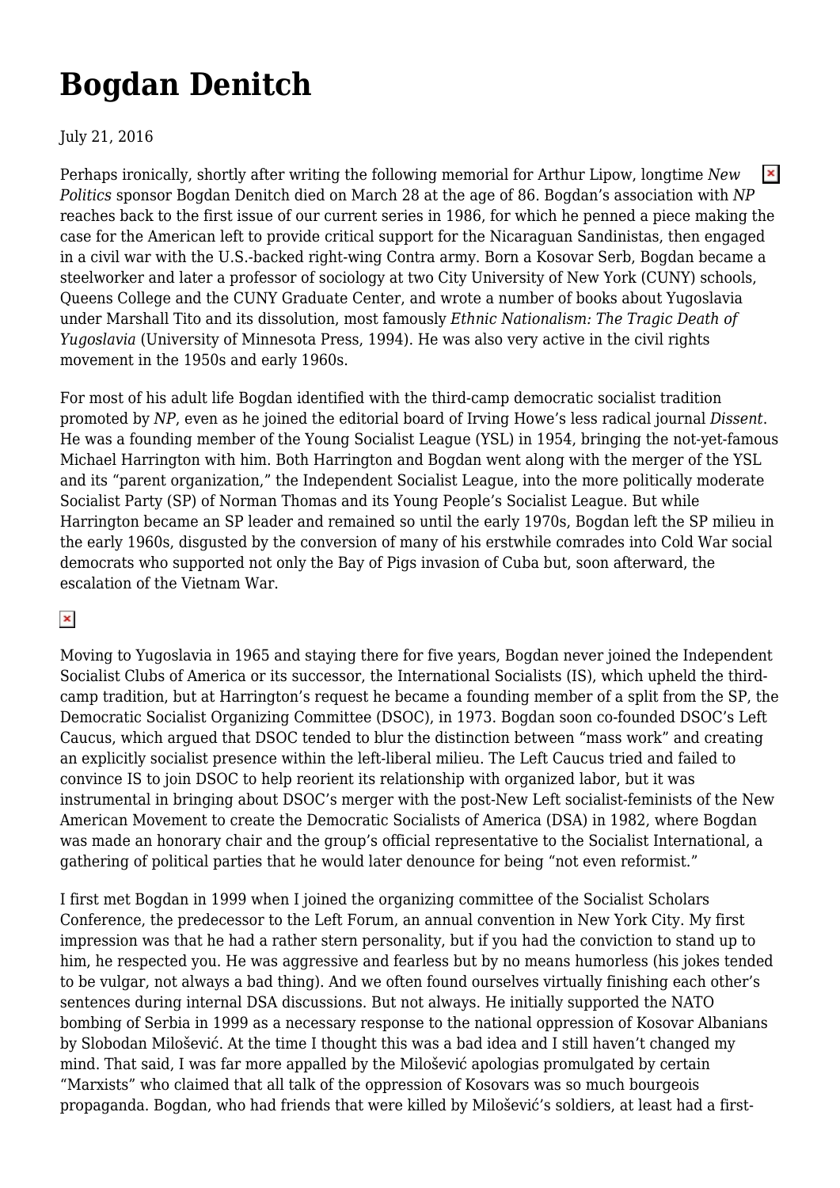# Bogdan Denitch

July 21, 2016

Perhaps ironically, shortly after writing the following memorial for Arthur Lipow, longtime *New Politics* sponsor Bogdan Denitch died on March 28 at the age of 86. Bogdan's association with *NP* reaches back to the first issue of our current series in 1986, for which he penned a piece making the case for the American left to provide critical support for the Nicaraguan Sandinistas, then engaged in a civil war with the U.S.-backed right-wing Contra army. Born a Kosovar Serb, Bogdan became a steelworker and later a professor of sociology at two City University of New York (CUNY) schools, Queens College and the CUNY Graduate Center, and wrote a number of books about Yugoslavia under Marshall Tito and its dissolution, most famously *Ethnic Nationalism: The Tragic Death of Yugoslavia* (University of Minnesota Press, 1994). He was also very active in the civil rights movement in the 1950s and early 1960s.

For most of his adult life Bogdan identified with the third-camp democratic socialist tradition promoted by *NP*, even as he joined the editorial board of Irving Howe's less radical journal *Dissent*. He was a founding member of the Young Socialist League (YSL) in 1954, bringing the not-yet-famous Michael Harrington with him. Both Harrington and Bogdan went along with the merger of the YSL and its "parent organization," the Independent Socialist League, into the more politically moderate Socialist Party (SP) of Norman Thomas and its Young People's Socialist League. But while Harrington became an SP leader and remained so until the early 1970s, Bogdan left the SP milieu in the early 1960s, disgusted by the conversion of many of his erstwhile comrades into Cold War social democrats who supported not only the Bay of Pigs invasion of Cuba but, soon afterward, the escalation of the Vietnam War.

Moving to Yugoslavia in 1965 and staying there for five years, Bogdan never joined the Independent Socialist Clubs of America or its successor, the International Socialists (IS), which upheld the third-camp tradition, but at Harrington's request he became a founding member of a split from the SP, the Democratic Socialist Organizing Committee (DSOC), in 1973. Bogdan soon co-founded DSOC's Left Caucus, which argued that DSOC tended to blur the distinction between "mass work" and creating an explicitly socialist presence within the left-liberal milieu. The Left Caucus tried and failed to convince IS to join DSOC to help reorient its relationship with organized labor, but it was instrumental in bringing about DSOC's merger with the post-New Left socialist-feminists of the New American Movement to create the Democratic Socialists of America (DSA) in 1982, where Bogdan was made an honorary chair and the group's official representative to the Socialist International, a gathering of political parties that he would later denounce for being "not even reformist."

I first met Bogdan in 1999 when I joined the organizing committee of the Socialist Scholars Conference, the predecessor to the Left Forum, an annual convention in New York City. My first impression was that he had a rather stern personality, but if you had the conviction to stand up to him, he respected you. He was aggressive and fearless but by no means humorless (his jokes tended to be vulgar, not always a bad thing). And we often found ourselves virtually finishing each other's sentences during internal DSA discussions. But not always. He initially supported the NATO bombing of Serbia in 1999 as a necessary response to the national oppression of Kosovar Albanians by Slobodan Milošević. At the time I thought this was a bad idea and I still haven't changed my mind. That said, I was far more appalled by the Milošević apologias promulgated by certain "Marxists" who claimed that all talk of the oppression of Kosovars was so much bourgeois propaganda. Bogdan, who had friends that were killed by Milošević's soldiers, at least had a first-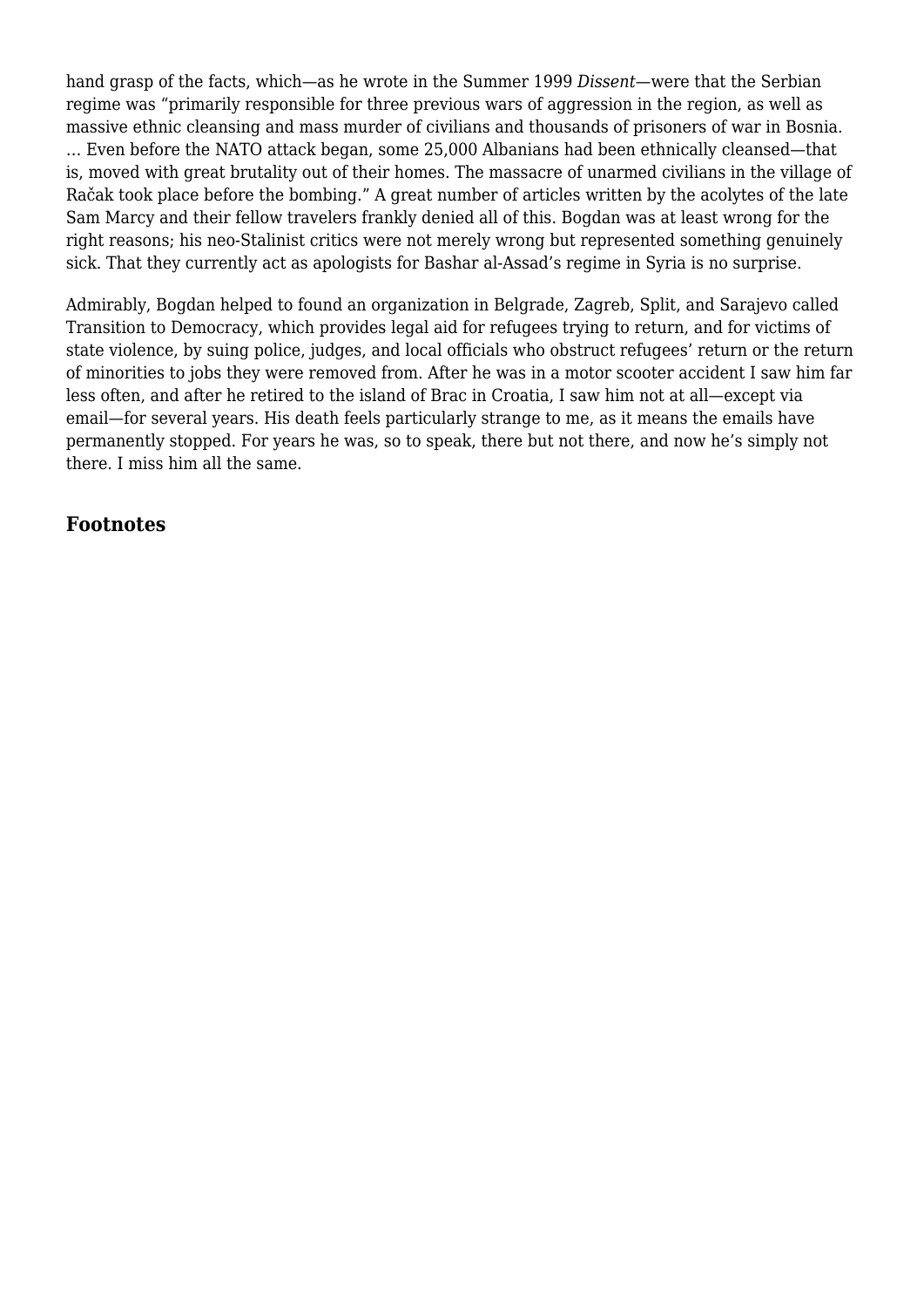hand grasp of the facts, which—as he wrote in the Summer 1999 *Dissent*—were that the Serbian regime was "primarily responsible for three previous wars of aggression in the region, as well as massive ethnic cleansing and mass murder of civilians and thousands of prisoners of war in Bosnia. … Even before the NATO attack began, some 25,000 Albanians had been ethnically cleansed—that is, moved with great brutality out of their homes. The massacre of unarmed civilians in the village of Račak took place before the bombing." A great number of articles written by the acolytes of the late Sam Marcy and their fellow travelers frankly denied all of this. Bogdan was at least wrong for the right reasons; his neo-Stalinist critics were not merely wrong but represented something genuinely sick. That they currently act as apologists for Bashar al-Assad's regime in Syria is no surprise.

Admirably, Bogdan helped to found an organization in Belgrade, Zagreb, Split, and Sarajevo called Transition to Democracy, which provides legal aid for refugees trying to return, and for victims of state violence, by suing police, judges, and local officials who obstruct refugees' return or the return of minorities to jobs they were removed from. After he was in a motor scooter accident I saw him far less often, and after he retired to the island of Brac in Croatia, I saw him not at all—except via email—for several years. His death feels particularly strange to me, as it means the emails have permanently stopped. For years he was, so to speak, there but not there, and now he's simply not there. I miss him all the same.

## Footnotes